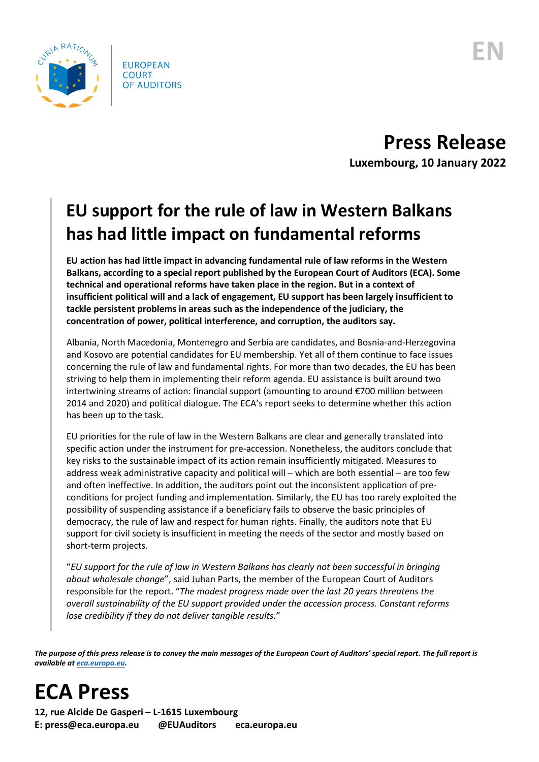EUROPEAN COURT OF AUDITORS

EN

# Press Release

**Luxembourg, 10 January 2022**

## EU support for the rule of law in Western Balkans has had little impact on fundamental reforms

**EU action has had little impact in advancing fundamental rule of law reforms in the Western Balkans, according to a special report published by the European Court of Auditors (ECA). Some technical and operational reforms have taken place in the region. But in a context of insufficient political will and a lack of engagement, EU support has been largely insufficient to tackle persistent problems in areas such as the independence of the judiciary, the concentration of power, political interference, and corruption, the auditors say.**

Albania, North Macedonia, Montenegro and Serbia are candidates, and Bosnia-and-Herzegovina and Kosovo are potential candidates for EU membership. Yet all of them continue to face issues concerning the rule of law and fundamental rights. For more than two decades, the EU has been striving to help them in implementing their reform agenda. EU assistance is built around two intertwining streams of action: financial support (amounting to around €700 million between 2014 and 2020) and political dialogue. The ECA's report seeks to determine whether this action has been up to the task.

EU priorities for the rule of law in the Western Balkans are clear and generally translated into specific action under the instrument for pre-accession. Nonetheless, the auditors conclude that key risks to the sustainable impact of its action remain insufficiently mitigated. Measures to address weak administrative capacity and political will – which are both essential – are too few and often ineffective. In addition, the auditors point out the inconsistent application of pre-conditions for project funding and implementation. Similarly, the EU has too rarely exploited the possibility of suspending assistance if a beneficiary fails to observe the basic principles of democracy, the rule of law and respect for human rights. Finally, the auditors note that EU support for civil society is insufficient in meeting the needs of the sector and mostly based on short-term projects.

"*EU support for the rule of law in Western Balkans has clearly not been successful in bringing about wholesale change*", said Juhan Parts, the member of the European Court of Auditors responsible for the report. "*The modest progress made over the last 20 years threatens the overall sustainability of the EU support provided under the accession process. Constant reforms lose credibility if they do not deliver tangible results.*"

***The purpose of this press release is to convey the main messages of the European Court of Auditors' special report. The full report is available at [eca.europa.eu](eca.europa.eu).***

# ECA Press

**12, rue Alcide De Gasperi – L-1615 Luxembourg**
**E: press@eca.europa.eu @EUAuditors eca.europa.eu**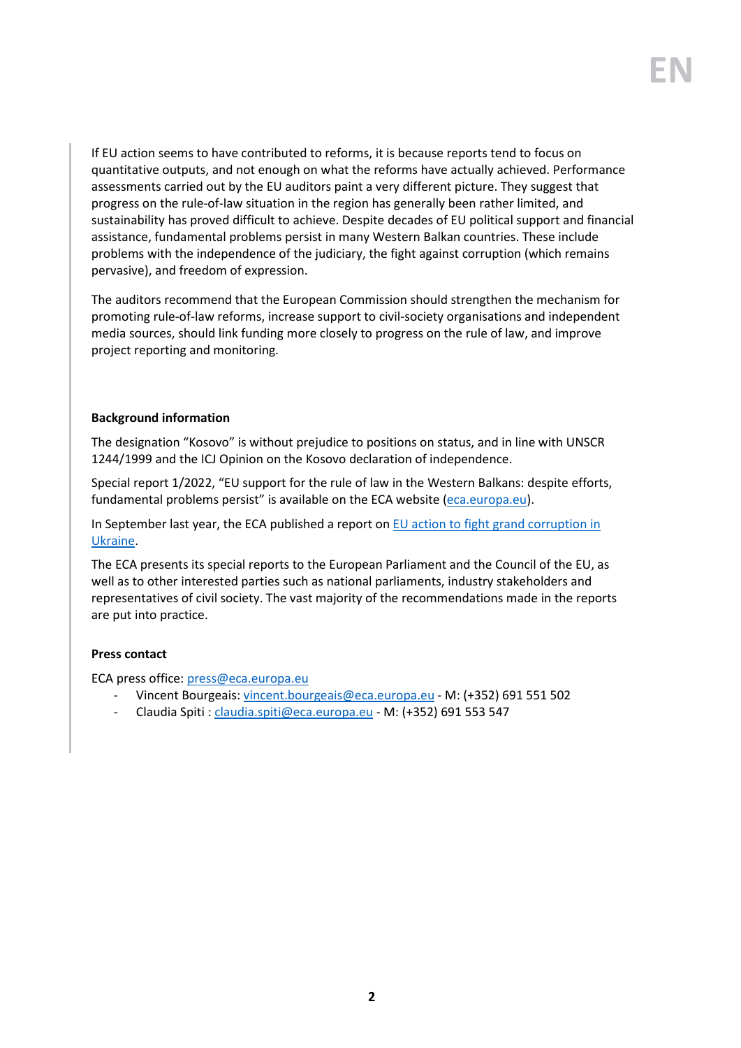If EU action seems to have contributed to reforms, it is because reports tend to focus on quantitative outputs, and not enough on what the reforms have actually achieved. Performance assessments carried out by the EU auditors paint a very different picture. They suggest that progress on the rule-of-law situation in the region has generally been rather limited, and sustainability has proved difficult to achieve. Despite decades of EU political support and financial assistance, fundamental problems persist in many Western Balkan countries. These include problems with the independence of the judiciary, the fight against corruption (which remains pervasive), and freedom of expression.

The auditors recommend that the European Commission should strengthen the mechanism for promoting rule-of-law reforms, increase support to civil-society organisations and independent media sources, should link funding more closely to progress on the rule of law, and improve project reporting and monitoring.

**Background information**

The designation "Kosovo" is without prejudice to positions on status, and in line with UNSCR 1244/1999 and the ICJ Opinion on the Kosovo declaration of independence.

Special report 1/2022, "EU support for the rule of law in the Western Balkans: despite efforts, fundamental problems persist" is available on the ECA website (eca.europa.eu).

In September last year, the ECA published a report on EU action to fight grand corruption in Ukraine.

The ECA presents its special reports to the European Parliament and the Council of the EU, as well as to other interested parties such as national parliaments, industry stakeholders and representatives of civil society. The vast majority of the recommendations made in the reports are put into practice.

**Press contact**

ECA press office: press@eca.europa.eu

- Vincent Bourgeais: vincent.bourgeais@eca.europa.eu - M: (+352) 691 551 502
- Claudia Spiti : claudia.spiti@eca.europa.eu - M: (+352) 691 553 547